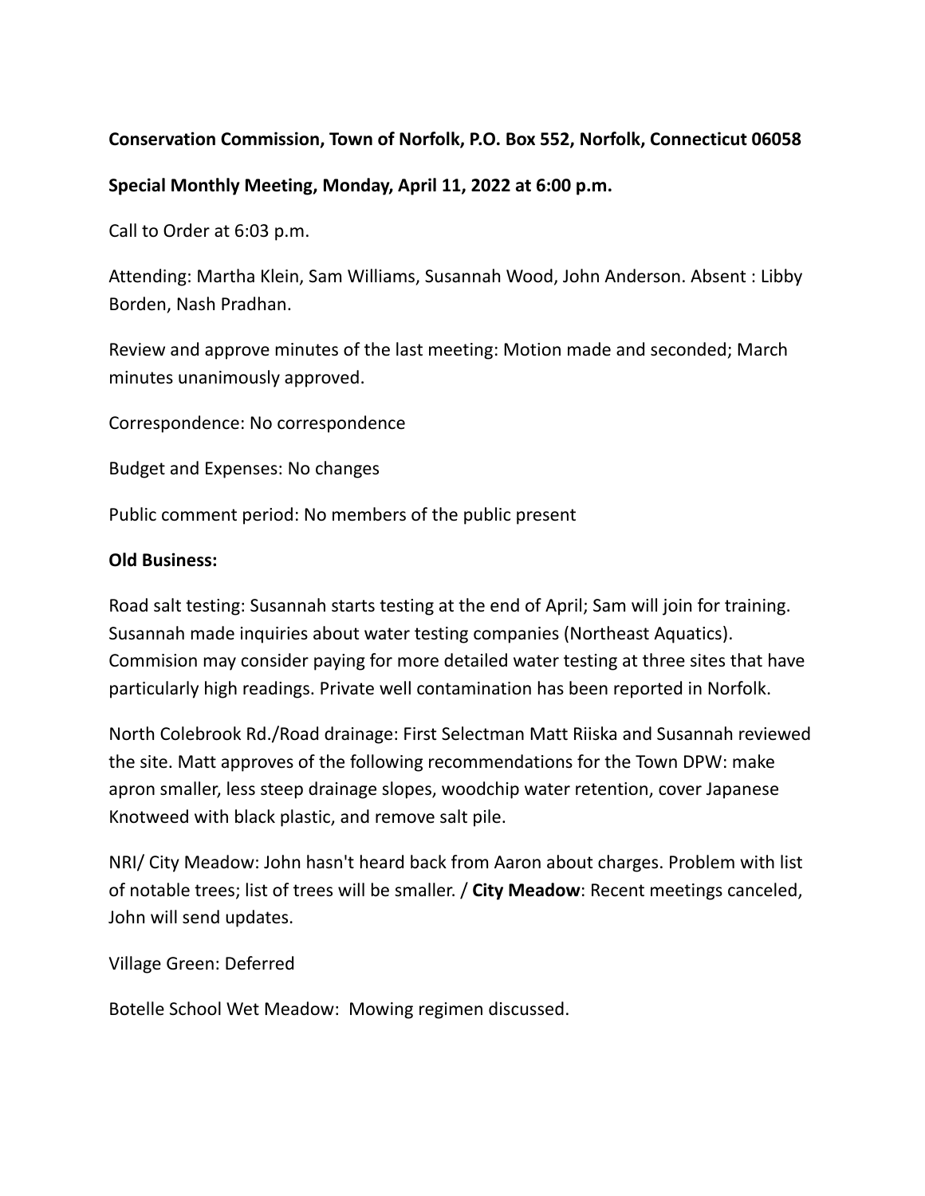**Conservation Commission, Town of Norfolk, P.O. Box 552, Norfolk, Connecticut 06058**

**Special Monthly Meeting, Monday, April 11, 2022 at 6:00 p.m.**

Call to Order at 6:03 p.m.

Attending: Martha Klein, Sam Williams, Susannah Wood, John Anderson. Absent : Libby Borden, Nash Pradhan.

Review and approve minutes of the last meeting: Motion made and seconded; March minutes unanimously approved.

Correspondence: No correspondence

Budget and Expenses: No changes

Public comment period: No members of the public present

**Old Business:**

Road salt testing: Susannah starts testing at the end of April; Sam will join for training. Susannah made inquiries about water testing companies (Northeast Aquatics). Commision may consider paying for more detailed water testing at three sites that have particularly high readings. Private well contamination has been reported in Norfolk.

North Colebrook Rd./Road drainage: First Selectman Matt Riiska and Susannah reviewed the site. Matt approves of the following recommendations for the Town DPW: make apron smaller, less steep drainage slopes, woodchip water retention, cover Japanese Knotweed with black plastic, and remove salt pile.

NRI/ City Meadow: John hasn't heard back from Aaron about charges. Problem with list of notable trees; list of trees will be smaller. / **City Meadow**: Recent meetings canceled, John will send updates.

Village Green: Deferred

Botelle School Wet Meadow: Mowing regimen discussed.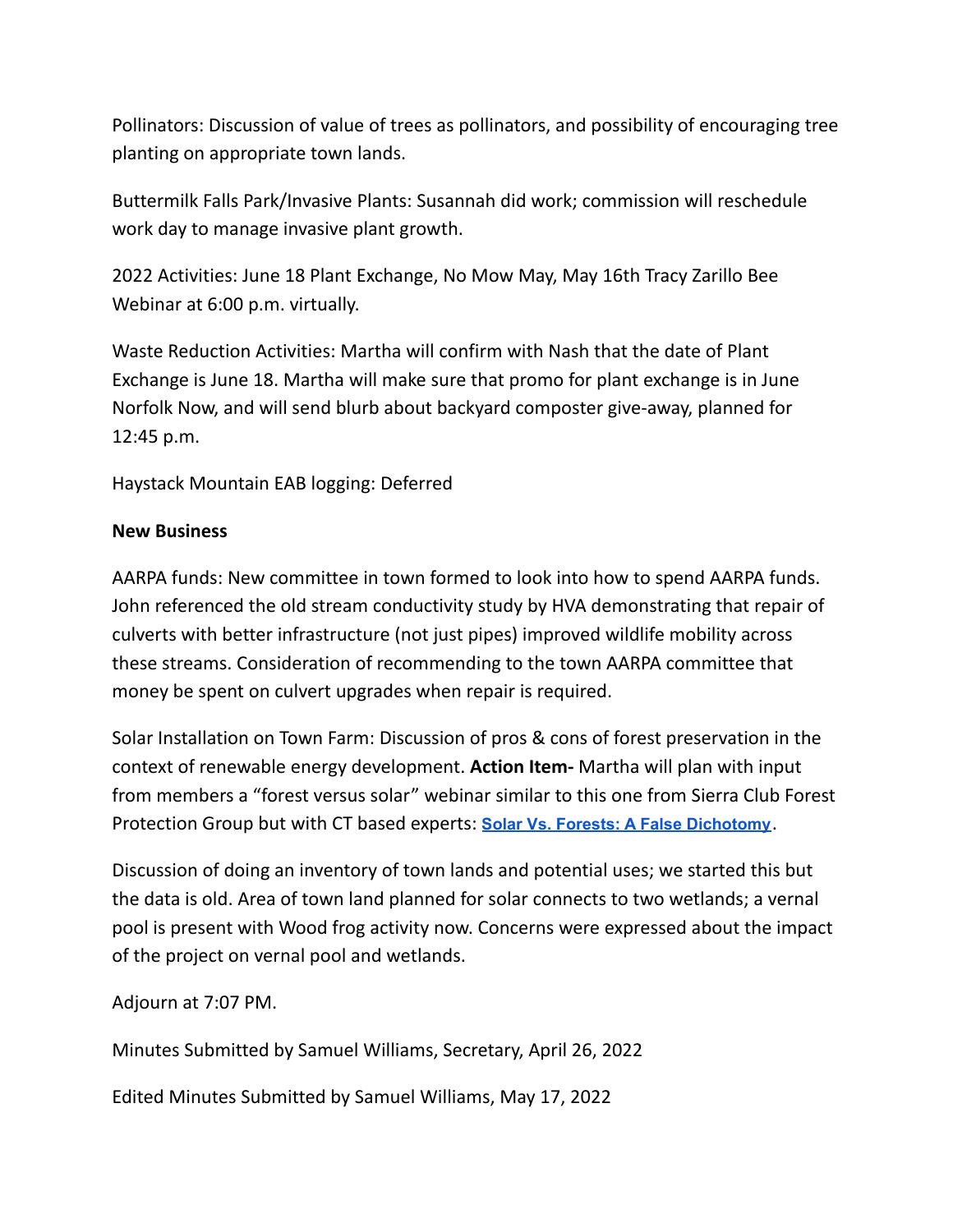Pollinators: Discussion of value of trees as pollinators, and possibility of encouraging tree planting on appropriate town lands.

Buttermilk Falls Park/Invasive Plants: Susannah did work; commission will reschedule work day to manage invasive plant growth.

2022 Activities: June 18 Plant Exchange, No Mow May, May 16th Tracy Zarillo Bee Webinar at 6:00 p.m. virtually.

Waste Reduction Activities: Martha will confirm with Nash that the date of Plant Exchange is June 18. Martha will make sure that promo for plant exchange is in June Norfolk Now, and will send blurb about backyard composter give-away, planned for 12:45 p.m.

Haystack Mountain EAB logging: Deferred

**New Business**

AARPA funds: New committee in town formed to look into how to spend AARPA funds. John referenced the old stream conductivity study by HVA demonstrating that repair of culverts with better infrastructure (not just pipes) improved wildlife mobility across these streams. Consideration of recommending to the town AARPA committee that money be spent on culvert upgrades when repair is required.

Solar Installation on Town Farm: Discussion of pros & cons of forest preservation in the context of renewable energy development. **Action Item-** Martha will plan with input from members a "forest versus solar" webinar similar to this one from Sierra Club Forest Protection Group but with CT based experts: **Solar Vs. Forests: A False Dichotomy**.

Discussion of doing an inventory of town lands and potential uses; we started this but the data is old. Area of town land planned for solar connects to two wetlands; a vernal pool is present with Wood frog activity now. Concerns were expressed about the impact of the project on vernal pool and wetlands.

Adjourn at 7:07 PM.

Minutes Submitted by Samuel Williams, Secretary, April 26, 2022

Edited Minutes Submitted by Samuel Williams, May 17, 2022